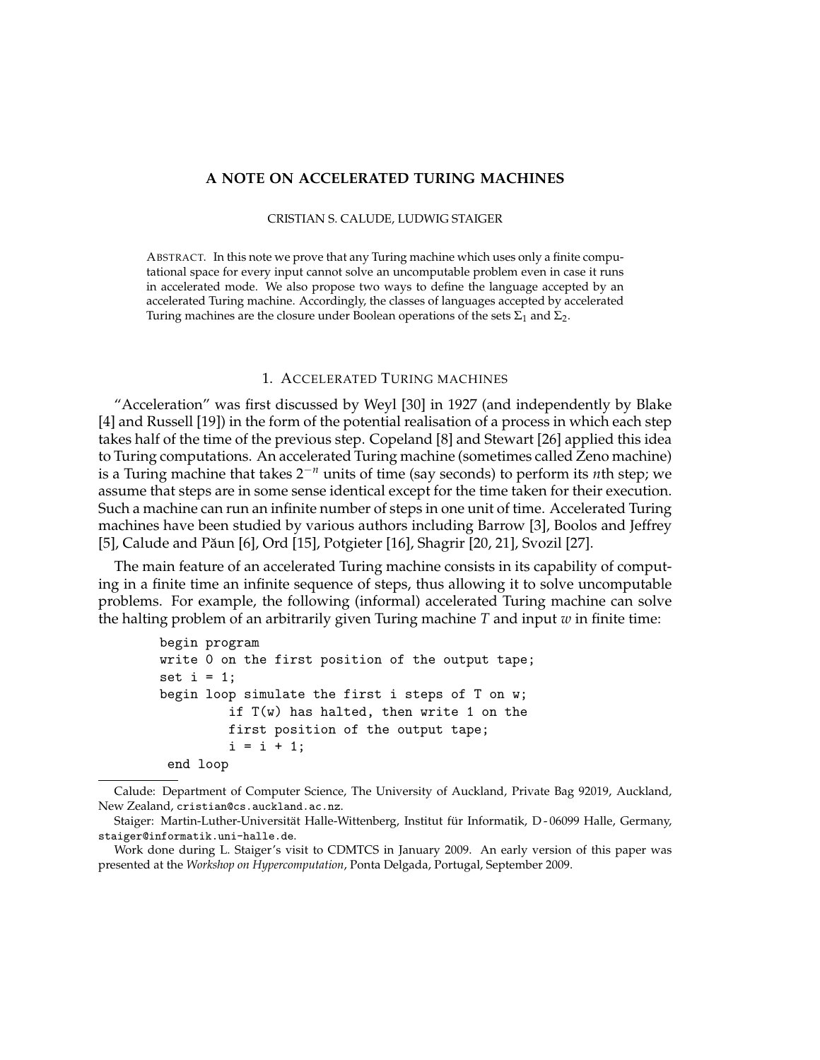# A NOTE ON ACCELERATED TURING MACHINES

CRISTIAN S. CALUDE, LUDWIG STAIGER

ABSTRACT. In this note we prove that any Turing machine which uses only a finite computational space for every input cannot solve an uncomputable problem even in case it runs in accelerated mode. We also propose two ways to define the language accepted by an accelerated Turing machine. Accordingly, the classes of languages accepted by accelerated Turing machines are the closure under Boolean operations of the sets $\Sigma_1$ and $\Sigma_2$.

## 1. ACCELERATED TURING MACHINES

"Acceleration" was first discussed by Weyl [30] in 1927 (and independently by Blake [4] and Russell [19]) in the form of the potential realisation of a process in which each step takes half of the time of the previous step. Copeland [8] and Stewart [26] applied this idea to Turing computations. An accelerated Turing machine (sometimes called Zeno machine) is a Turing machine that takes $2^{-n}$ units of time (say seconds) to perform its $n$th step; we assume that steps are in some sense identical except for the time taken for their execution. Such a machine can run an infinite number of steps in one unit of time. Accelerated Turing machines have been studied by various authors including Barrow [3], Boolos and Jeffrey [5], Calude and Păun [6], Ord [15], Potgieter [16], Shagrir [20, 21], Svozil [27].

The main feature of an accelerated Turing machine consists in its capability of computing in a finite time an infinite sequence of steps, thus allowing it to solve uncomputable problems. For example, the following (informal) accelerated Turing machine can solve the halting problem of an arbitrarily given Turing machine $T$ and input $w$ in finite time:

```
begin program
write 0 on the first position of the output tape;
set i = 1;
begin loop simulate the first i steps of T on w;
        if T(w) has halted, then write 1 on the
        first position of the output tape;
        i = i + 1;
 end loop
```

Calude: Department of Computer Science, The University of Auckland, Private Bag 92019, Auckland, New Zealand, cristian@cs.auckland.ac.nz.

Staiger: Martin-Luther-Universität Halle-Wittenberg, Institut für Informatik, D-06099 Halle, Germany, staiger@informatik.uni-halle.de.

Work done during L. Staiger's visit to CDMTCS in January 2009. An early version of this paper was presented at the *Workshop on Hypercomputation*, Ponta Delgada, Portugal, September 2009.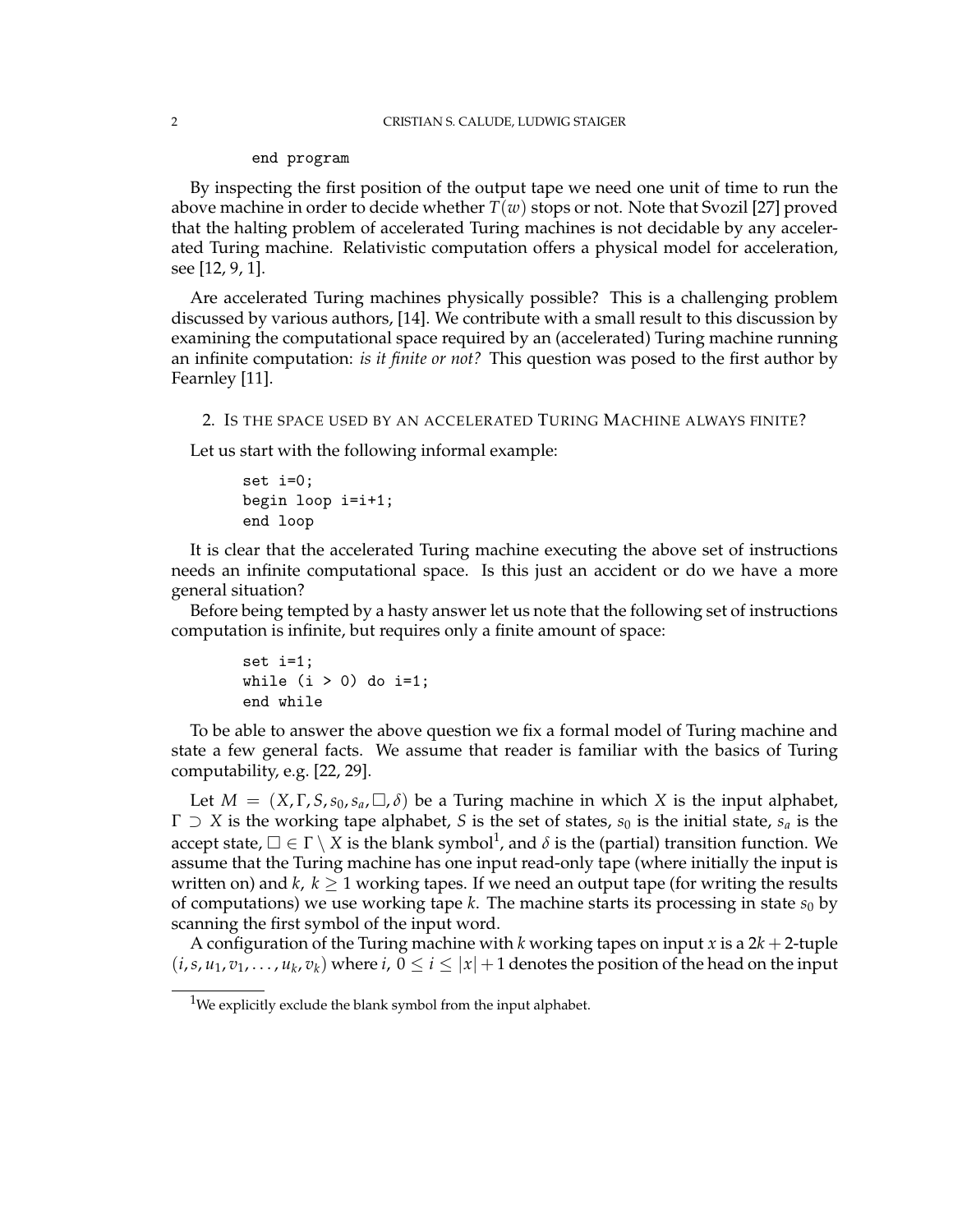```
end program
```

By inspecting the first position of the output tape we need one unit of time to run the above machine in order to decide whether $T(w)$ stops or not. Note that Svozil [27] proved that the halting problem of accelerated Turing machines is not decidable by any accelerated Turing machine. Relativistic computation offers a physical model for acceleration, see [12, 9, 1].

Are accelerated Turing machines physically possible? This is a challenging problem discussed by various authors, [14]. We contribute with a small result to this discussion by examining the computational space required by an (accelerated) Turing machine running an infinite computation: *is it finite or not?* This question was posed to the first author by Fearnley [11].

## 2. Is the space used by an accelerated Turing Machine always finite?

Let us start with the following informal example:

```
set i=0;
begin loop i=i+1;
end loop
```

It is clear that the accelerated Turing machine executing the above set of instructions needs an infinite computational space. Is this just an accident or do we have a more general situation?

Before being tempted by a hasty answer let us note that the following set of instructions computation is infinite, but requires only a finite amount of space:

```
set i=1;
while (i > 0) do i=1;
end while
```

To be able to answer the above question we fix a formal model of Turing machine and state a few general facts. We assume that reader is familiar with the basics of Turing computability, e.g. [22, 29].

Let $M = (X, \Gamma, S, s_0, s_a, \square, \delta)$ be a Turing machine in which $X$ is the input alphabet, $\Gamma \supset X$ is the working tape alphabet, $S$ is the set of states, $s_0$ is the initial state, $s_a$ is the accept state, $\square \in \Gamma \setminus X$ is the blank symbol[1], and $\delta$ is the (partial) transition function. We assume that the Turing machine has one input read-only tape (where initially the input is written on) and $k$, $k \geq 1$ working tapes. If we need an output tape (for writing the results of computations) we use working tape $k$. The machine starts its processing in state $s_0$ by scanning the first symbol of the input word.

A configuration of the Turing machine with $k$ working tapes on input $x$ is a $2k+2$-tuple $(i, s, u_1, v_1, \ldots, u_k, v_k)$ where $i$, $0 \leq i \leq |x|+1$ denotes the position of the head on the input

[1] We explicitly exclude the blank symbol from the input alphabet.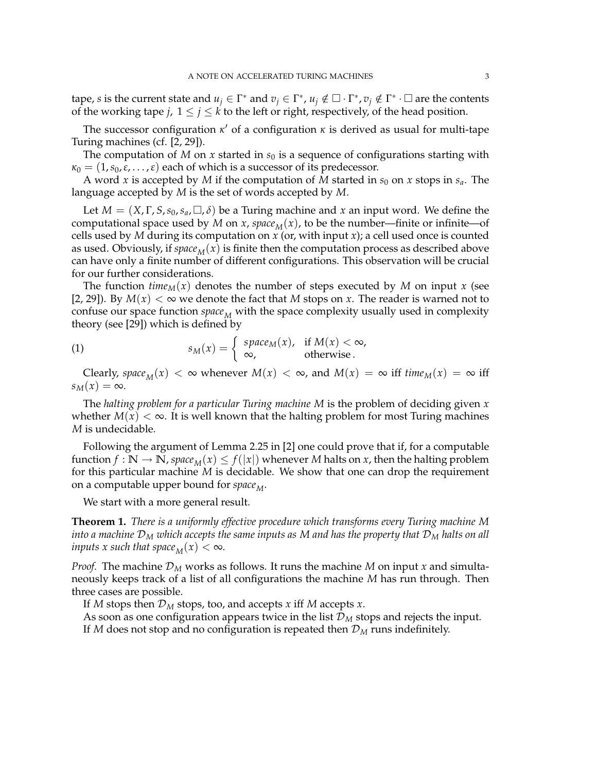tape, $s$ is the current state and $u_j \in \Gamma^*$ and $v_j \in \Gamma^*$, $u_j \notin \Box \cdot \Gamma^*, v_j \notin \Gamma^* \cdot \Box$ are the contents of the working tape $j$, $1 \leq j \leq k$ to the left or right, respectively, of the head position.

The successor configuration $\kappa'$ of a configuration $\kappa$ is derived as usual for multi-tape Turing machines (cf. [2, 29]).

The computation of $M$ on $x$ started in $s_0$ is a sequence of configurations starting with $\kappa_0 = (1, s_0, \varepsilon, \ldots, \varepsilon)$ each of which is a successor of its predecessor.

A word $x$ is accepted by $M$ if the computation of $M$ started in $s_0$ on $x$ stops in $s_a$. The language accepted by $M$ is the set of words accepted by $M$.

Let $M = (X, \Gamma, S, s_0, s_a, \Box, \delta)$ be a Turing machine and $x$ an input word. We define the computational space used by $M$ on $x$, $space_M(x)$, to be the number—finite or infinite—of cells used by $M$ during its computation on $x$ (or, with input $x$); a cell used once is counted as used. Obviously, if $space_M(x)$ is finite then the computation process as described above can have only a finite number of different configurations. This observation will be crucial for our further considerations.

The function $time_M(x)$ denotes the number of steps executed by $M$ on input $x$ (see [2, 29]). By $M(x) < \infty$ we denote the fact that $M$ stops on $x$. The reader is warned not to confuse our space function $space_M$ with the space complexity usually used in complexity theory (see [29]) which is defined by

$$s_M(x) = \begin{cases} space_M(x), & \text{if } M(x) < \infty, \\ \infty, & \text{otherwise}. \end{cases} \tag{1}$$

Clearly, $space_M(x) < \infty$ whenever $M(x) < \infty$, and $M(x) = \infty$ iff $time_M(x) = \infty$ iff $s_M(x) = \infty$.

The *halting problem for a particular Turing machine $M$* is the problem of deciding given $x$ whether $M(x) < \infty$. It is well known that the halting problem for most Turing machines $M$ is undecidable.

Following the argument of Lemma 2.25 in [2] one could prove that if, for a computable function $f : \mathbb{N} \to \mathbb{N}$, $space_M(x) \leq f(|x|)$ whenever $M$ halts on $x$, then the halting problem for this particular machine $M$ is decidable. We show that one can drop the requirement on a computable upper bound for $space_M$.

We start with a more general result.

**Theorem 1.** *There is a uniformly effective procedure which transforms every Turing machine $M$ into a machine $\mathcal{D}_M$ which accepts the same inputs as $M$ and has the property that $\mathcal{D}_M$ halts on all inputs $x$ such that $space_M(x) < \infty$.*

*Proof.* The machine $\mathcal{D}_M$ works as follows. It runs the machine $M$ on input $x$ and simultaneously keeps track of a list of all configurations the machine $M$ has run through. Then three cases are possible.

If $M$ stops then $\mathcal{D}_M$ stops, too, and accepts $x$ iff $M$ accepts $x$.

As soon as one configuration appears twice in the list $\mathcal{D}_M$ stops and rejects the input.

If $M$ does not stop and no configuration is repeated then $\mathcal{D}_M$ runs indefinitely.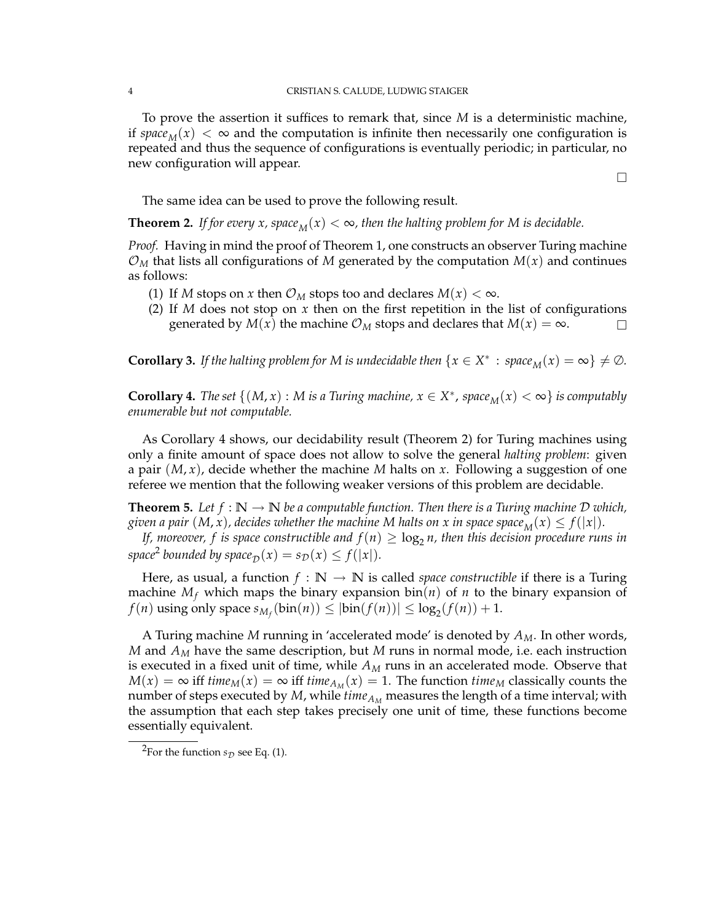To prove the assertion it suffices to remark that, since $M$ is a deterministic machine, if $space_M(x) < \infty$ and the computation is infinite then necessarily one configuration is repeated and thus the sequence of configurations is eventually periodic; in particular, no new configuration will appear.

□

The same idea can be used to prove the following result.

**Theorem 2.** *If for every $x$, $space_M(x) < \infty$, then the halting problem for $M$ is decidable.*

*Proof.* Having in mind the proof of Theorem 1, one constructs an observer Turing machine $\mathcal{O}_M$ that lists all configurations of $M$ generated by the computation $M(x)$ and continues as follows:

(1) If $M$ stops on $x$ then $\mathcal{O}_M$ stops too and declares $M(x) < \infty$.
(2) If $M$ does not stop on $x$ then on the first repetition in the list of configurations generated by $M(x)$ the machine $\mathcal{O}_M$ stops and declares that $M(x) = \infty$. □

**Corollary 3.** *If the halting problem for $M$ is undecidable then $\{x \in X^* : space_M(x) = \infty\} \neq \emptyset$.*

**Corollary 4.** *The set $\{(M, x) : M$ is a Turing machine, $x \in X^*$, $space_M(x) < \infty\}$ is computably enumerable but not computable.*

As Corollary 4 shows, our decidability result (Theorem 2) for Turing machines using only a finite amount of space does not allow to solve the general *halting problem*: given a pair $(M, x)$, decide whether the machine $M$ halts on $x$. Following a suggestion of one referee we mention that the following weaker versions of this problem are decidable.

**Theorem 5.** *Let $f : \mathbb{N} \to \mathbb{N}$ be a computable function. Then there is a Turing machine $\mathcal{D}$ which, given a pair $(M, x)$, decides whether the machine $M$ halts on $x$ in space $space_M(x) \leq f(|x|)$.*

*If, moreover, $f$ is space constructible and $f(n) \geq \log_2 n$, then this decision procedure runs in space[2] bounded by $space_{\mathcal{D}}(x) = s_{\mathcal{D}}(x) \leq f(|x|)$.*

Here, as usual, a function $f : \mathbb{N} \to \mathbb{N}$ is called *space constructible* if there is a Turing machine $M_f$ which maps the binary expansion $\text{bin}(n)$ of $n$ to the binary expansion of $f(n)$ using only space $s_{M_f}(\text{bin}(n)) \leq |\text{bin}(f(n))| \leq \log_2(f(n)) + 1$.

A Turing machine $M$ running in 'accelerated mode' is denoted by $A_M$. In other words, $M$ and $A_M$ have the same description, but $M$ runs in normal mode, i.e. each instruction is executed in a fixed unit of time, while $A_M$ runs in an accelerated mode. Observe that $M(x) = \infty$ iff $time_M(x) = \infty$ iff $time_{A_M}(x) = 1$. The function $time_M$ classically counts the number of steps executed by $M$, while $time_{A_M}$ measures the length of a time interval; with the assumption that each step takes precisely one unit of time, these functions become essentially equivalent.

[2] For the function $s_{\mathcal{D}}$ see Eq. (1).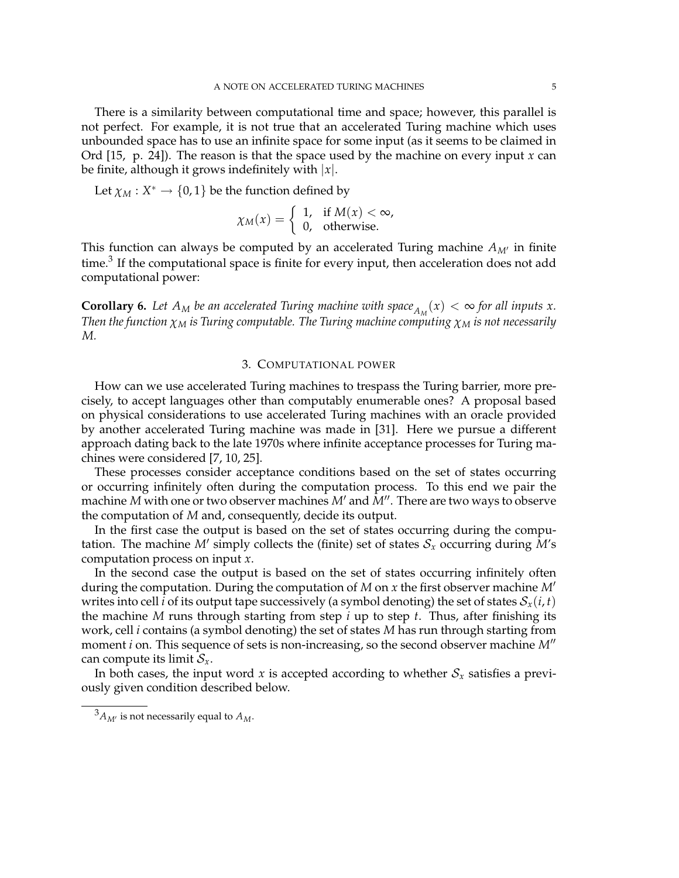There is a similarity between computational time and space; however, this parallel is not perfect. For example, it is not true that an accelerated Turing machine which uses unbounded space has to use an infinite space for some input (as it seems to be claimed in Ord [15, p. 24]). The reason is that the space used by the machine on every input $x$ can be finite, although it grows indefinitely with $|x|$.

Let $\chi_M : X^* \to \{0, 1\}$ be the function defined by

$$\chi_M(x) = \begin{cases} 1, & \text{if } M(x) < \infty, \\ 0, & \text{otherwise.} \end{cases}$$

This function can always be computed by an accelerated Turing machine $A_{M'}$ in finite time.[3] If the computational space is finite for every input, then acceleration does not add computational power:

**Corollary 6.** *Let $A_M$ be an accelerated Turing machine with $\text{space}_{A_M}(x) < \infty$ for all inputs $x$. Then the function $\chi_M$ is Turing computable. The Turing machine computing $\chi_M$ is not necessarily $M$.*

## 3. Computational power

How can we use accelerated Turing machines to trespass the Turing barrier, more precisely, to accept languages other than computably enumerable ones? A proposal based on physical considerations to use accelerated Turing machines with an oracle provided by another accelerated Turing machine was made in [31]. Here we pursue a different approach dating back to the late 1970s where infinite acceptance processes for Turing machines were considered [7, 10, 25].

These processes consider acceptance conditions based on the set of states occurring or occurring infinitely often during the computation process. To this end we pair the machine $M$ with one or two observer machines $M'$ and $M''$. There are two ways to observe the computation of $M$ and, consequently, decide its output.

In the first case the output is based on the set of states occurring during the computation. The machine $M'$ simply collects the (finite) set of states $\mathcal{S}_x$ occurring during $M$'s computation process on input $x$.

In the second case the output is based on the set of states occurring infinitely often during the computation. During the computation of $M$ on $x$ the first observer machine $M'$ writes into cell $i$ of its output tape successively (a symbol denoting) the set of states $\mathcal{S}_x(i, t)$ the machine $M$ runs through starting from step $i$ up to step $t$. Thus, after finishing its work, cell $i$ contains (a symbol denoting) the set of states $M$ has run through starting from moment $i$ on. This sequence of sets is non-increasing, so the second observer machine $M''$ can compute its limit $\mathcal{S}_x$.

In both cases, the input word $x$ is accepted according to whether $\mathcal{S}_x$ satisfies a previously given condition described below.

[3] $A_{M'}$ is not necessarily equal to $A_M$.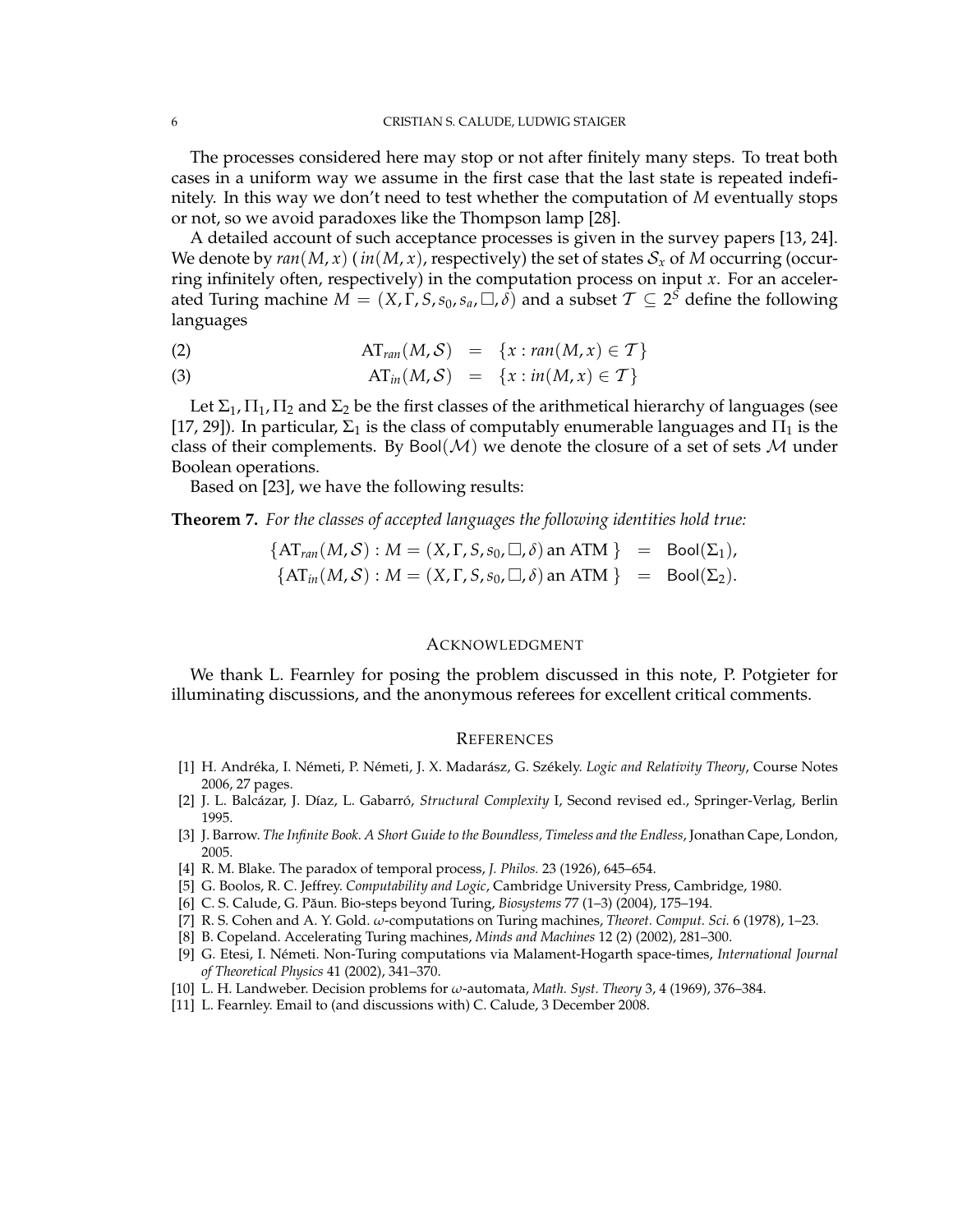The processes considered here may stop or not after finitely many steps. To treat both cases in a uniform way we assume in the first case that the last state is repeated indefinitely. In this way we don't need to test whether the computation of $M$ eventually stops or not, so we avoid paradoxes like the Thompson lamp [28].

A detailed account of such acceptance processes is given in the survey papers [13, 24]. We denote by $ran(M, x)$ ($in(M, x)$, respectively) the set of states $\mathcal{S}_x$ of $M$ occurring (occurring infinitely often, respectively) in the computation process on input $x$. For an accelerated Turing machine $M = (X, \Gamma, S, s_0, s_a, \Box, \delta)$ and a subset $\mathcal{T} \subseteq 2^S$ define the following languages

$$\mathrm{AT}_{ran}(M, \mathcal{S}) = \{x : ran(M, x) \in \mathcal{T}\} \tag{2}$$

$$\mathrm{AT}_{in}(M, \mathcal{S}) = \{x : in(M, x) \in \mathcal{T}\} \tag{3}$$

Let $\Sigma_1, \Pi_1, \Pi_2$ and $\Sigma_2$ be the first classes of the arithmetical hierarchy of languages (see [17, 29]). In particular, $\Sigma_1$ is the class of computably enumerable languages and $\Pi_1$ is the class of their complements. By $\mathsf{Bool}(\mathcal{M})$ we denote the closure of a set of sets $\mathcal{M}$ under Boolean operations.

Based on [23], we have the following results:

**Theorem 7.** *For the classes of accepted languages the following identities hold true:*

$$\begin{aligned}
\{\mathrm{AT}_{ran}(M, \mathcal{S}) : M = (X, \Gamma, S, s_0, \Box, \delta) \text{ an ATM }\} &= \mathsf{Bool}(\Sigma_1), \\
\{\mathrm{AT}_{in}(M, \mathcal{S}) : M = (X, \Gamma, S, s_0, \Box, \delta) \text{ an ATM }\} &= \mathsf{Bool}(\Sigma_2).
\end{aligned}$$

## Acknowledgment

We thank L. Fearnley for posing the problem discussed in this note, P. Potgieter for illuminating discussions, and the anonymous referees for excellent critical comments.

## References

- [1] H. Andréka, I. Németi, P. Németi, J. X. Madarász, G. Székely. *Logic and Relativity Theory*, Course Notes 2006, 27 pages.
- [2] J. L. Balcázar, J. Díaz, L. Gabarró, *Structural Complexity* I, Second revised ed., Springer-Verlag, Berlin 1995.
- [3] J. Barrow. *The Infinite Book. A Short Guide to the Boundless, Timeless and the Endless*, Jonathan Cape, London, 2005.
- [4] R. M. Blake. The paradox of temporal process, *J. Philos.* 23 (1926), 645–654.
- [5] G. Boolos, R. C. Jeffrey. *Computability and Logic*, Cambridge University Press, Cambridge, 1980.
- [6] C. S. Calude, G. Păun. Bio-steps beyond Turing, *Biosystems* 77 (1–3) (2004), 175–194.
- [7] R. S. Cohen and A. Y. Gold. $\omega$-computations on Turing machines, *Theoret. Comput. Sci.* 6 (1978), 1–23.
- [8] B. Copeland. Accelerating Turing machines, *Minds and Machines* 12 (2) (2002), 281–300.
- [9] G. Etesi, I. Németi. Non-Turing computations via Malament-Hogarth space-times, *International Journal of Theoretical Physics* 41 (2002), 341–370.
- [10] L. H. Landweber. Decision problems for $\omega$-automata, *Math. Syst. Theory* 3, 4 (1969), 376–384.
- [11] L. Fearnley. Email to (and discussions with) C. Calude, 3 December 2008.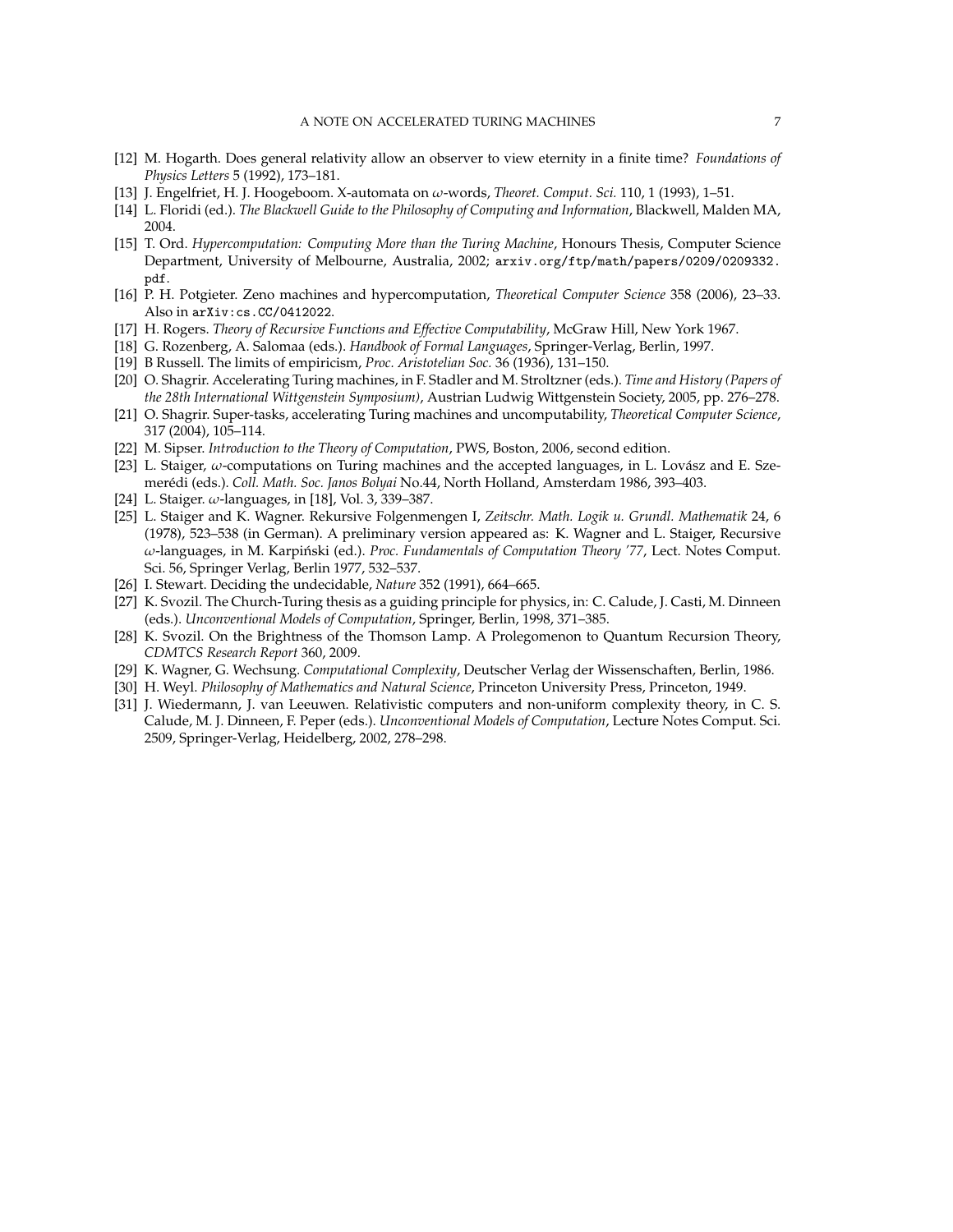[12] M. Hogarth. Does general relativity allow an observer to view eternity in a finite time? *Foundations of Physics Letters* 5 (1992), 173–181.

[13] J. Engelfriet, H. J. Hoogeboom. X-automata on $\omega$-words, *Theoret. Comput. Sci.* 110, 1 (1993), 1–51.

[14] L. Floridi (ed.). *The Blackwell Guide to the Philosophy of Computing and Information*, Blackwell, Malden MA, 2004.

[15] T. Ord. *Hypercomputation: Computing More than the Turing Machine*, Honours Thesis, Computer Science Department, University of Melbourne, Australia, 2002; `arxiv.org/ftp/math/papers/0209/0209332.pdf`.

[16] P. H. Potgieter. Zeno machines and hypercomputation, *Theoretical Computer Science* 358 (2006), 23–33. Also in `arXiv:cs.CC/0412022`.

[17] H. Rogers. *Theory of Recursive Functions and Effective Computability*, McGraw Hill, New York 1967.

[18] G. Rozenberg, A. Salomaa (eds.). *Handbook of Formal Languages*, Springer-Verlag, Berlin, 1997.

[19] B Russell. The limits of empiricism, *Proc. Aristotelian Soc.* 36 (1936), 131–150.

[20] O. Shagrir. Accelerating Turing machines, in F. Stadler and M. Stroltzner (eds.). *Time and History (Papers of the 28th International Wittgenstein Symposium)*, Austrian Ludwig Wittgenstein Society, 2005, pp. 276–278.

[21] O. Shagrir. Super-tasks, accelerating Turing machines and uncomputability, *Theoretical Computer Science*, 317 (2004), 105–114.

[22] M. Sipser. *Introduction to the Theory of Computation*, PWS, Boston, 2006, second edition.

[23] L. Staiger, $\omega$-computations on Turing machines and the accepted languages, in L. Lovász and E. Szemerédi (eds.). *Coll. Math. Soc. Janos Bolyai* No.44, North Holland, Amsterdam 1986, 393–403.

[24] L. Staiger. $\omega$-languages, in [18], Vol. 3, 339–387.

[25] L. Staiger and K. Wagner. Rekursive Folgenmengen I, *Zeitschr. Math. Logik u. Grundl. Mathematik* 24, 6 (1978), 523–538 (in German). A preliminary version appeared as: K. Wagner and L. Staiger, Recursive $\omega$-languages, in M. Karpiński (ed.). *Proc. Fundamentals of Computation Theory '77*, Lect. Notes Comput. Sci. 56, Springer Verlag, Berlin 1977, 532–537.

[26] I. Stewart. Deciding the undecidable, *Nature* 352 (1991), 664–665.

[27] K. Svozil. The Church-Turing thesis as a guiding principle for physics, in: C. Calude, J. Casti, M. Dinneen (eds.). *Unconventional Models of Computation*, Springer, Berlin, 1998, 371–385.

[28] K. Svozil. On the Brightness of the Thomson Lamp. A Prolegomenon to Quantum Recursion Theory, *CDMTCS Research Report* 360, 2009.

[29] K. Wagner, G. Wechsung. *Computational Complexity*, Deutscher Verlag der Wissenschaften, Berlin, 1986.

[30] H. Weyl. *Philosophy of Mathematics and Natural Science*, Princeton University Press, Princeton, 1949.

[31] J. Wiedermann, J. van Leeuwen. Relativistic computers and non-uniform complexity theory, in C. S. Calude, M. J. Dinneen, F. Peper (eds.). *Unconventional Models of Computation*, Lecture Notes Comput. Sci. 2509, Springer-Verlag, Heidelberg, 2002, 278–298.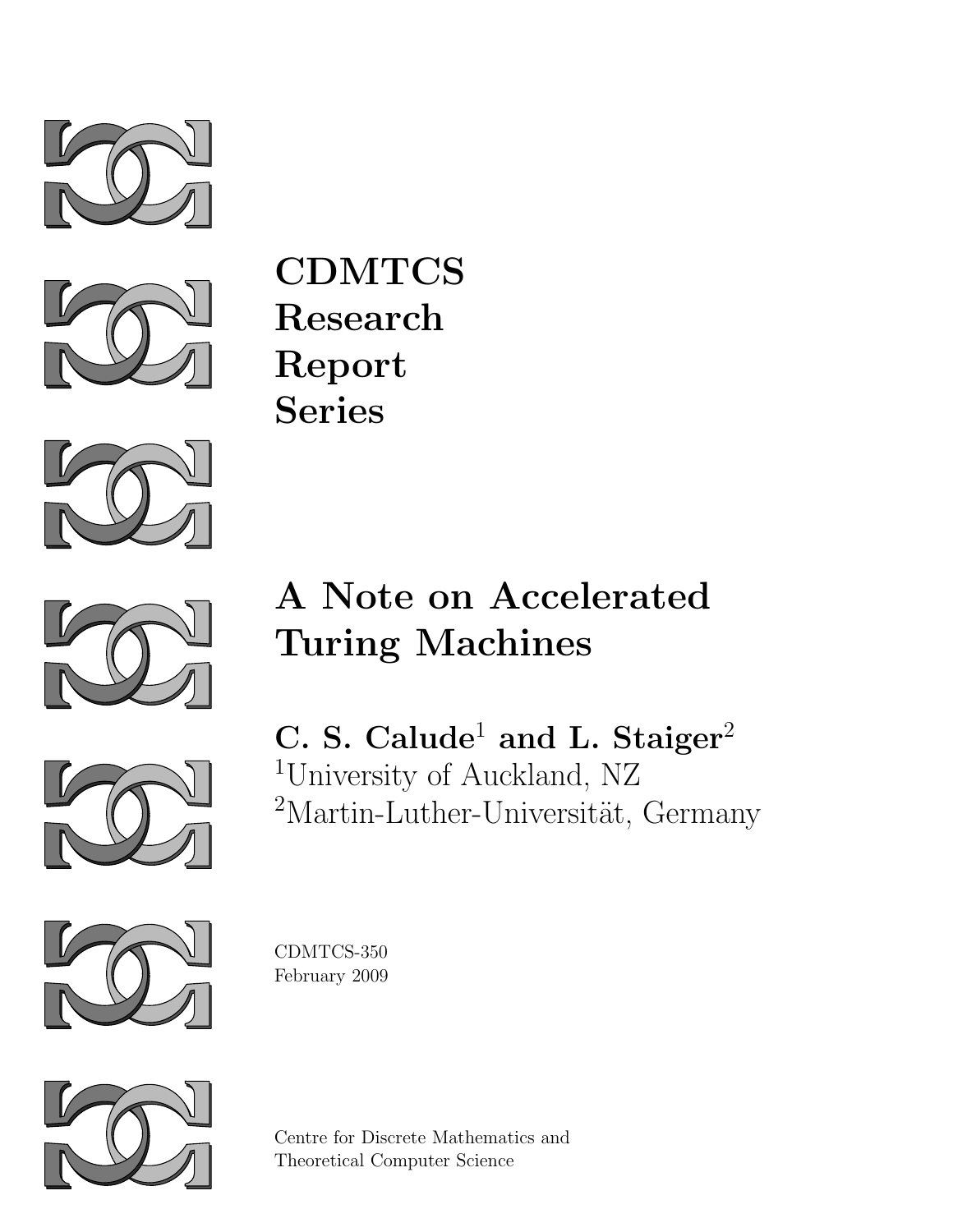# CDMTCS Research Report Series

# A Note on Accelerated Turing Machines

**C. S. Calude**[1] **and L. Staiger**[2]
[1]University of Auckland, NZ
[2]Martin-Luther-Universität, Germany

CDMTCS-350
February 2009

Centre for Discrete Mathematics and
Theoretical Computer Science